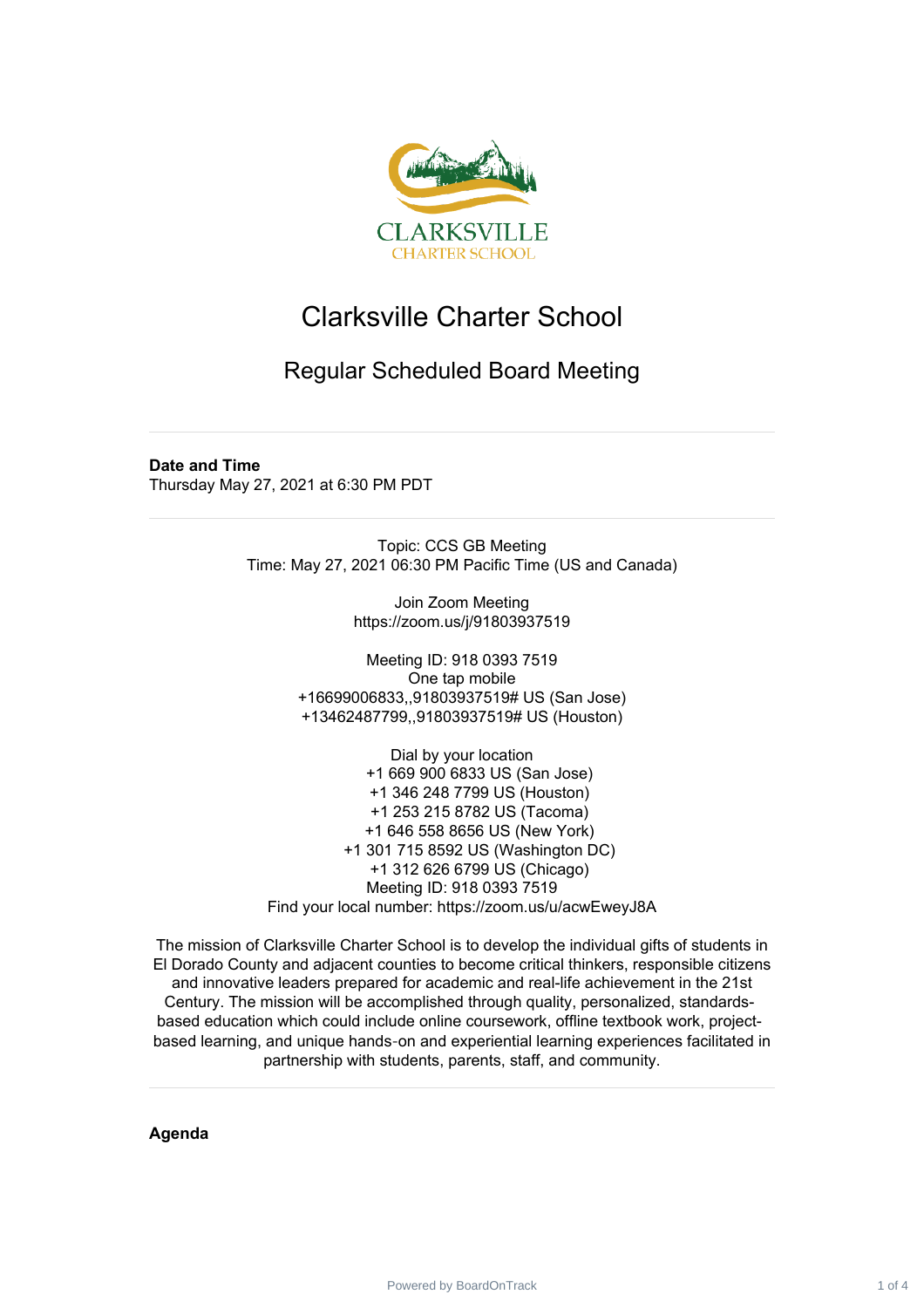# Clarksville Charter School

## Regular Scheduled Board Meeting

---

**Date and Time**

Thursday May 27, 2021 at 6:30 PM PDT

---

Topic: CCS GB Meeting
Time: May 27, 2021 06:30 PM Pacific Time (US and Canada)

Join Zoom Meeting
https://zoom.us/j/91803937519

Meeting ID: 918 0393 7519
One tap mobile
+16699006833,,91803937519# US (San Jose)
+13462487799,,91803937519# US (Houston)

Dial by your location
+1 669 900 6833 US (San Jose)
+1 346 248 7799 US (Houston)
+1 253 215 8782 US (Tacoma)
+1 646 558 8656 US (New York)
+1 301 715 8592 US (Washington DC)
+1 312 626 6799 US (Chicago)
Meeting ID: 918 0393 7519
Find your local number: https://zoom.us/u/acwEweyJ8A

The mission of Clarksville Charter School is to develop the individual gifts of students in El Dorado County and adjacent counties to become critical thinkers, responsible citizens and innovative leaders prepared for academic and real-life achievement in the 21st Century. The mission will be accomplished through quality, personalized, standards-based education which could include online coursework, offline textbook work, project-based learning, and unique hands-on and experiential learning experiences facilitated in partnership with students, parents, staff, and community.

---

**Agenda**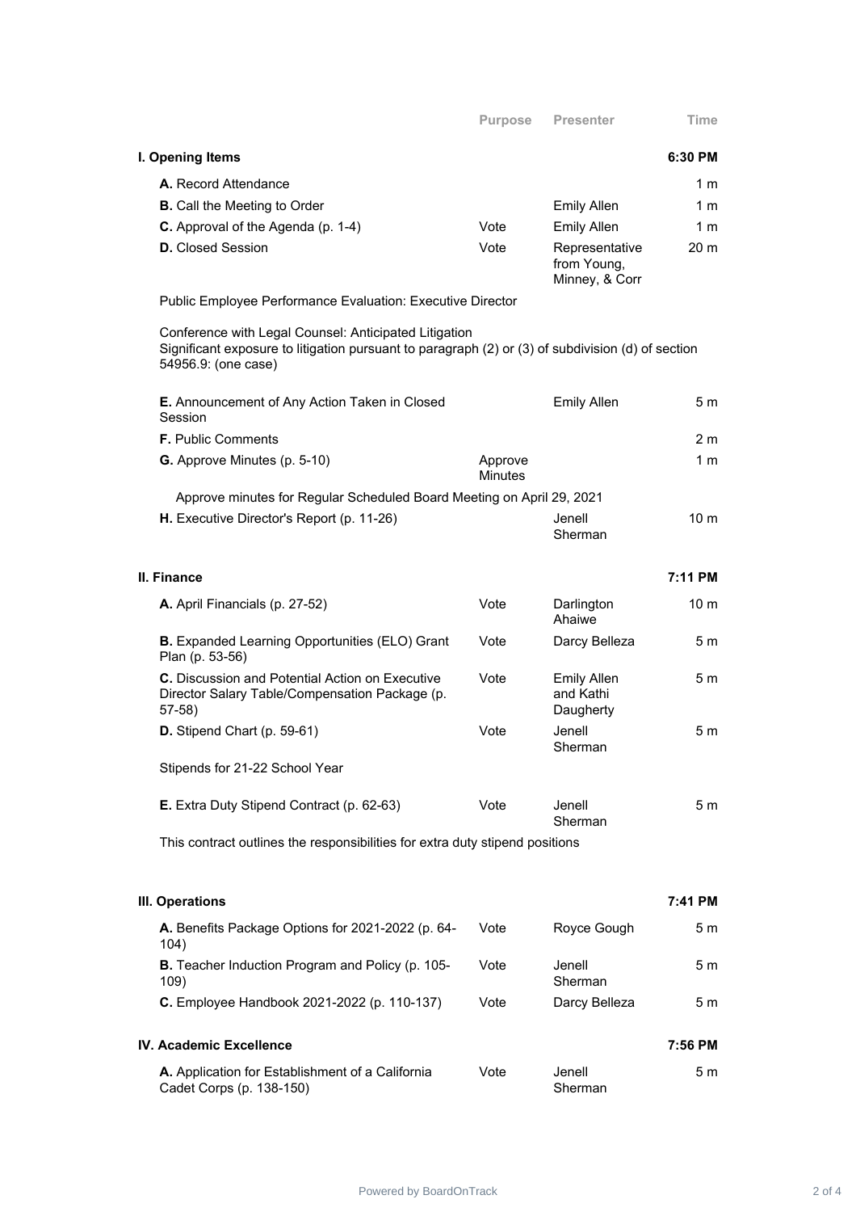| | Purpose | Presenter | Time |
|---|---|---|---|
| **I. Opening Items** | | | **6:30 PM** |
| **A.** Record Attendance | | | 1 m |
| **B.** Call the Meeting to Order | | Emily Allen | 1 m |
| **C.** Approval of the Agenda (p. 1-4) | Vote | Emily Allen | 1 m |
| **D.** Closed Session | Vote | Representative from Young, Minney, & Corr | 20 m |

Public Employee Performance Evaluation: Executive Director

Conference with Legal Counsel: Anticipated Litigation
Significant exposure to litigation pursuant to paragraph (2) or (3) of subdivision (d) of section 54956.9: (one case)

| | Purpose | Presenter | Time |
|---|---|---|---|
| **E.** Announcement of Any Action Taken in Closed Session | | Emily Allen | 5 m |
| **F.** Public Comments | | | 2 m |
| **G.** Approve Minutes (p. 5-10) | Approve Minutes | | 1 m |

Approve minutes for Regular Scheduled Board Meeting on April 29, 2021

| | Purpose | Presenter | Time |
|---|---|---|---|
| **H.** Executive Director's Report (p. 11-26) | | Jenell Sherman | 10 m |
| **II. Finance** | | | **7:11 PM** |
| **A.** April Financials (p. 27-52) | Vote | Darlington Ahaiwe | 10 m |
| **B.** Expanded Learning Opportunities (ELO) Grant Plan (p. 53-56) | Vote | Darcy Belleza | 5 m |
| **C.** Discussion and Potential Action on Executive Director Salary Table/Compensation Package (p. 57-58) | Vote | Emily Allen and Kathi Daugherty | 5 m |
| **D.** Stipend Chart (p. 59-61) | Vote | Jenell Sherman | 5 m |

Stipends for 21-22 School Year

| | Purpose | Presenter | Time |
|---|---|---|---|
| **E.** Extra Duty Stipend Contract (p. 62-63) | Vote | Jenell Sherman | 5 m |

This contract outlines the responsibilities for extra duty stipend positions

| | Purpose | Presenter | Time |
|---|---|---|---|
| **III. Operations** | | | **7:41 PM** |
| **A.** Benefits Package Options for 2021-2022 (p. 64-104) | Vote | Royce Gough | 5 m |
| **B.** Teacher Induction Program and Policy (p. 105-109) | Vote | Jenell Sherman | 5 m |
| **C.** Employee Handbook 2021-2022 (p. 110-137) | Vote | Darcy Belleza | 5 m |
| **IV. Academic Excellence** | | | **7:56 PM** |
| **A.** Application for Establishment of a California Cadet Corps (p. 138-150) | Vote | Jenell Sherman | 5 m |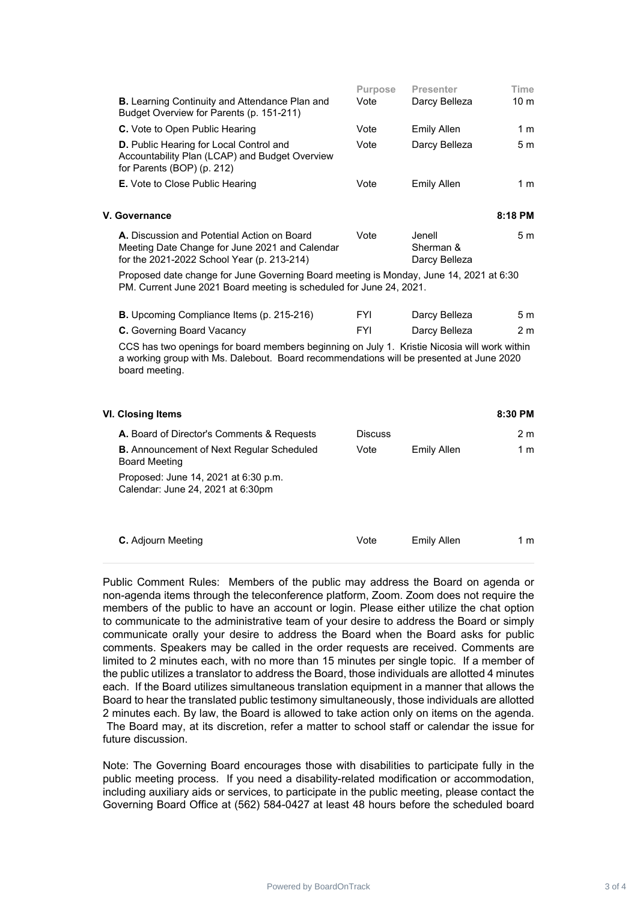| | Purpose | Presenter | Time |
|---|---|---|---|
| **B.** Learning Continuity and Attendance Plan and Budget Overview for Parents (p. 151-211) | Vote | Darcy Belleza | 10 m |
| **C.** Vote to Open Public Hearing | Vote | Emily Allen | 1 m |
| **D.** Public Hearing for Local Control and Accountability Plan (LCAP) and Budget Overview for Parents (BOP) (p. 212) | Vote | Darcy Belleza | 5 m |
| **E.** Vote to Close Public Hearing | Vote | Emily Allen | 1 m |

### V. Governance — 8:18 PM

| | | | |
|---|---|---|---|
| **A.** Discussion and Potential Action on Board Meeting Date Change for June 2021 and Calendar for the 2021-2022 School Year (p. 213-214) | Vote | Jenell Sherman & Darcy Belleza | 5 m |

Proposed date change for June Governing Board meeting is Monday, June 14, 2021 at 6:30 PM. Current June 2021 Board meeting is scheduled for June 24, 2021.

| | | | |
|---|---|---|---|
| **B.** Upcoming Compliance Items (p. 215-216) | FYI | Darcy Belleza | 5 m |
| **C.** Governing Board Vacancy | FYI | Darcy Belleza | 2 m |

CCS has two openings for board members beginning on July 1. Kristie Nicosia will work within a working group with Ms. Dalebout. Board recommendations will be presented at June 2020 board meeting.

### VI. Closing Items — 8:30 PM

| | | | |
|---|---|---|---|
| **A.** Board of Director's Comments & Requests | Discuss | | 2 m |
| **B.** Announcement of Next Regular Scheduled Board Meeting | Vote | Emily Allen | 1 m |

Proposed: June 14, 2021 at 6:30 p.m.
Calendar: June 24, 2021 at 6:30pm

| | | | |
|---|---|---|---|
| **C.** Adjourn Meeting | Vote | Emily Allen | 1 m |

---

Public Comment Rules: Members of the public may address the Board on agenda or non-agenda items through the teleconference platform, Zoom. Zoom does not require the members of the public to have an account or login. Please either utilize the chat option to communicate to the administrative team of your desire to address the Board or simply communicate orally your desire to address the Board when the Board asks for public comments. Speakers may be called in the order requests are received. Comments are limited to 2 minutes each, with no more than 15 minutes per single topic. If a member of the public utilizes a translator to address the Board, those individuals are allotted 4 minutes each. If the Board utilizes simultaneous translation equipment in a manner that allows the Board to hear the translated public testimony simultaneously, those individuals are allotted 2 minutes each. By law, the Board is allowed to take action only on items on the agenda. The Board may, at its discretion, refer a matter to school staff or calendar the issue for future discussion.

Note: The Governing Board encourages those with disabilities to participate fully in the public meeting process. If you need a disability-related modification or accommodation, including auxiliary aids or services, to participate in the public meeting, please contact the Governing Board Office at (562) 584-0427 at least 48 hours before the scheduled board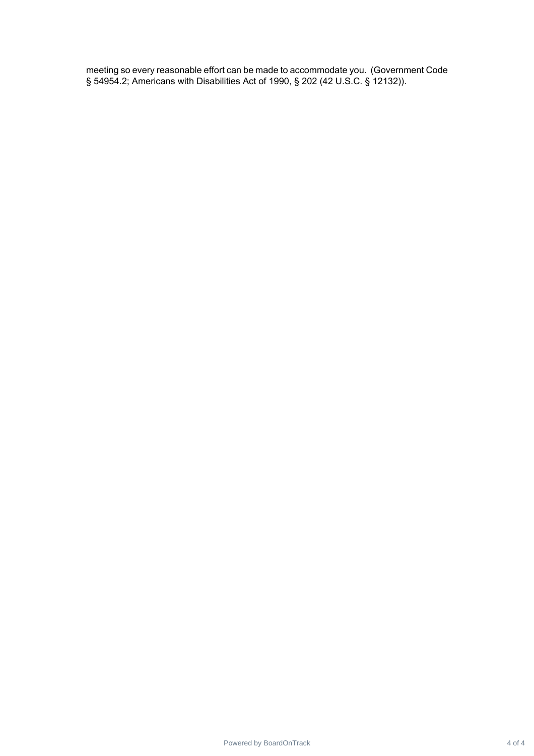meeting so every reasonable effort can be made to accommodate you. (Government Code § 54954.2; Americans with Disabilities Act of 1990, § 202 (42 U.S.C. § 12132)).